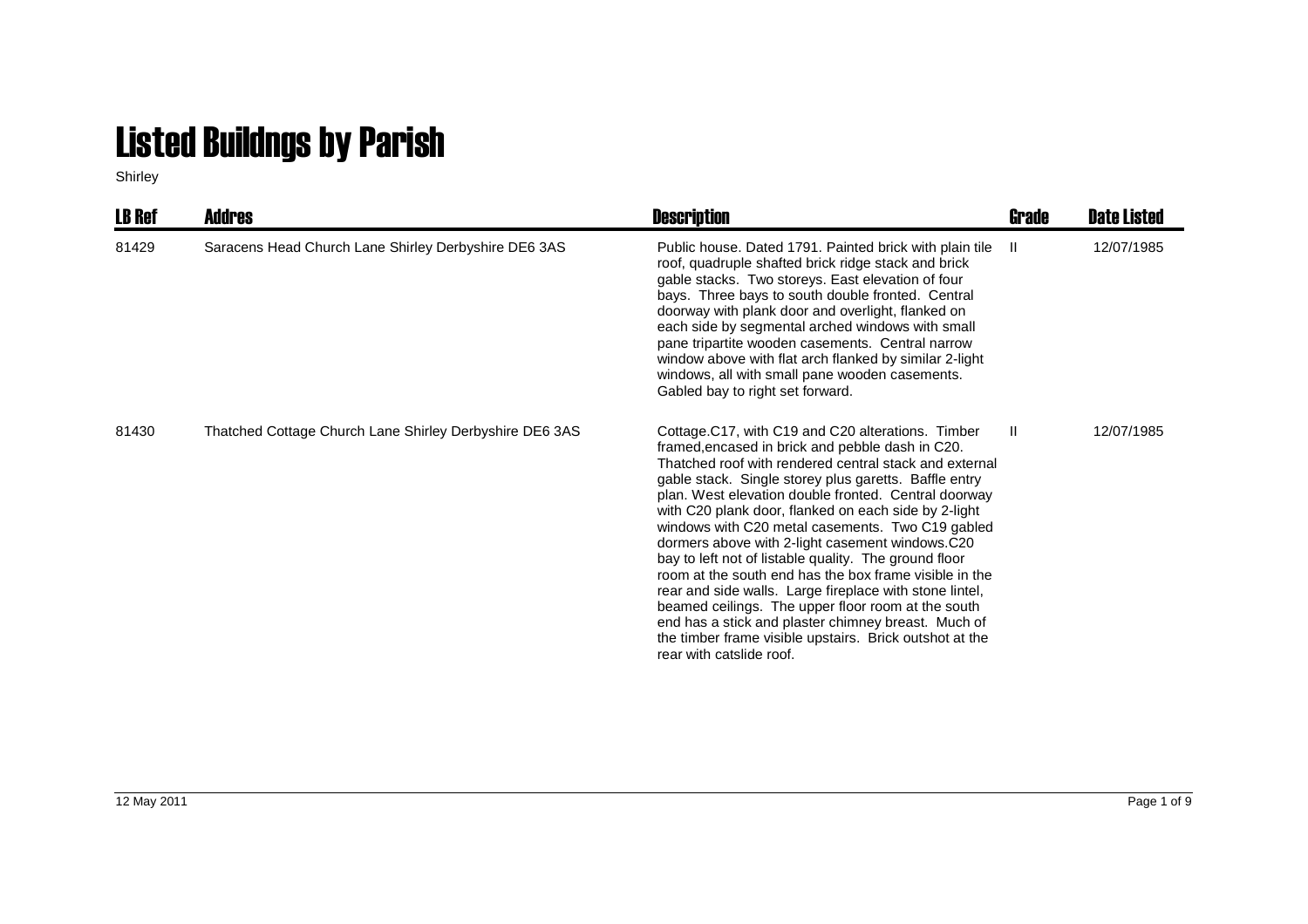# Listed Buildngs by Parish

Shirley

| LB Ref | Addres | Description | Grade | Date Listed |
|---|---|---|---|---|
| 81429 | Saracens Head Church Lane Shirley Derbyshire DE6 3AS | Public house. Dated 1791. Painted brick with plain tile roof, quadruple shafted brick ridge stack and brick gable stacks. Two storeys. East elevation of four bays. Three bays to south double fronted. Central doorway with plank door and overlight, flanked on each side by segmental arched windows with small pane tripartite wooden casements. Central narrow window above with flat arch flanked by similar 2-light windows, all with small pane wooden casements. Gabled bay to right set forward. | II | 12/07/1985 |
| 81430 | Thatched Cottage Church Lane Shirley Derbyshire DE6 3AS | Cottage.C17, with C19 and C20 alterations. Timber framed,encased in brick and pebble dash in C20. Thatched roof with rendered central stack and external gable stack. Single storey plus garetts. Baffle entry plan. West elevation double fronted. Central doorway with C20 plank door, flanked on each side by 2-light windows with C20 metal casements. Two C19 gabled dormers above with 2-light casement windows.C20 bay to left not of listable quality. The ground floor room at the south end has the box frame visible in the rear and side walls. Large fireplace with stone lintel, beamed ceilings. The upper floor room at the south end has a stick and plaster chimney breast. Much of the timber frame visible upstairs. Brick outshot at the rear with catslide roof. | II | 12/07/1985 |

12 May 2011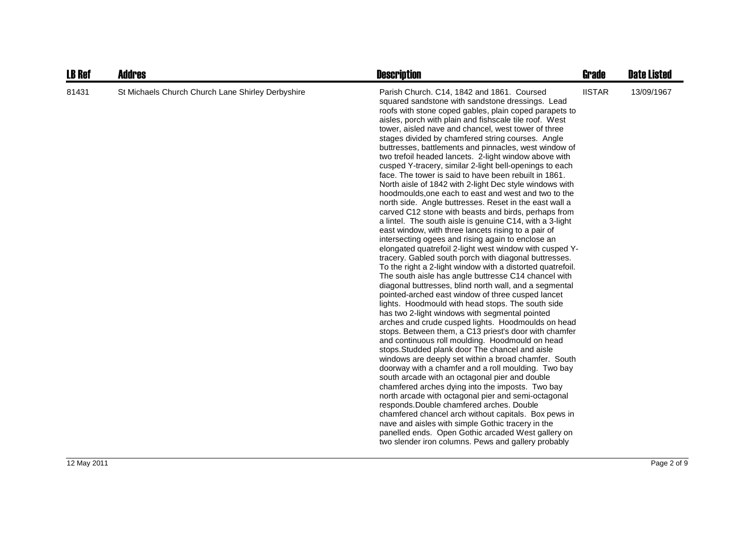| LB Ref | Addres | Description | Grade | Date Listed |
|---|---|---|---|---|
| 81431 | St Michaels Church Church Lane Shirley Derbyshire | Parish Church. C14, 1842 and 1861. Coursed squared sandstone with sandstone dressings. Lead roofs with stone coped gables, plain coped parapets to aisles, porch with plain and fishscale tile roof. West tower, aisled nave and chancel, west tower of three stages divided by chamfered string courses. Angle buttresses, battlements and pinnacles, west window of two trefoil headed lancets. 2-light window above with cusped Y-tracery, similar 2-light bell-openings to each face. The tower is said to have been rebuilt in 1861. North aisle of 1842 with 2-light Dec style windows with hoodmoulds,one each to east and west and two to the north side. Angle buttresses. Reset in the east wall a carved C12 stone with beasts and birds, perhaps from a lintel. The south aisle is genuine C14, with a 3-light east window, with three lancets rising to a pair of intersecting ogees and rising again to enclose an elongated quatrefoil 2-light west window with cusped Y-tracery. Gabled south porch with diagonal buttresses. To the right a 2-light window with a distorted quatrefoil. The south aisle has angle buttresse C14 chancel with diagonal buttresses, blind north wall, and a segmental pointed-arched east window of three cusped lancet lights. Hoodmould with head stops. The south side has two 2-light windows with segmental pointed arches and crude cusped lights. Hoodmoulds on head stops. Between them, a C13 priest's door with chamfer and continuous roll moulding. Hoodmould on head stops.Studded plank door The chancel and aisle windows are deeply set within a broad chamfer. South doorway with a chamfer and a roll moulding. Two bay south arcade with an octagonal pier and double chamfered arches dying into the imposts. Two bay north arcade with octagonal pier and semi-octagonal responds.Double chamfered arches. Double chamfered chancel arch without capitals. Box pews in nave and aisles with simple Gothic tracery in the panelled ends. Open Gothic arcaded West gallery on two slender iron columns. Pews and gallery probably | IISTAR | 13/09/1967 |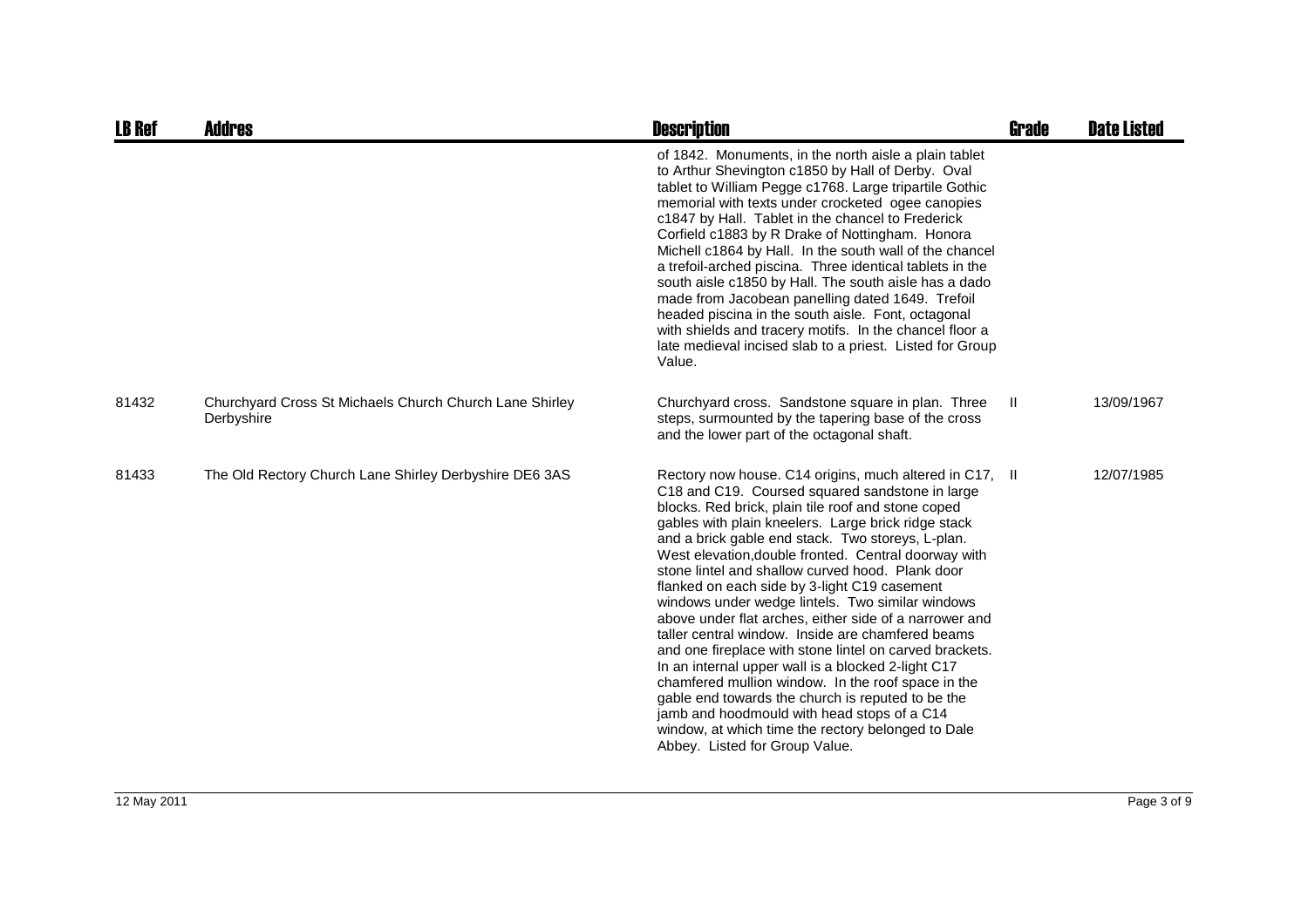| LB Ref | Addres | Description | Grade | Date Listed |
|---|---|---|---|---|
| | | of 1842. Monuments, in the north aisle a plain tablet to Arthur Shevington c1850 by Hall of Derby. Oval tablet to William Pegge c1768. Large tripartile Gothic memorial with texts under crocketed ogee canopies c1847 by Hall. Tablet in the chancel to Frederick Corfield c1883 by R Drake of Nottingham. Honora Michell c1864 by Hall. In the south wall of the chancel a trefoil-arched piscina. Three identical tablets in the south aisle c1850 by Hall. The south aisle has a dado made from Jacobean panelling dated 1649. Trefoil headed piscina in the south aisle. Font, octagonal with shields and tracery motifs. In the chancel floor a late medieval incised slab to a priest. Listed for Group Value. | | |
| 81432 | Churchyard Cross St Michaels Church Church Lane Shirley Derbyshire | Churchyard cross. Sandstone square in plan. Three steps, surmounted by the tapering base of the cross and the lower part of the octagonal shaft. | II | 13/09/1967 |
| 81433 | The Old Rectory Church Lane Shirley Derbyshire DE6 3AS | Rectory now house. C14 origins, much altered in C17, C18 and C19. Coursed squared sandstone in large blocks. Red brick, plain tile roof and stone coped gables with plain kneelers. Large brick ridge stack and a brick gable end stack. Two storeys, L-plan. West elevation,double fronted. Central doorway with stone lintel and shallow curved hood. Plank door flanked on each side by 3-light C19 casement windows under wedge lintels. Two similar windows above under flat arches, either side of a narrower and taller central window. Inside are chamfered beams and one fireplace with stone lintel on carved brackets. In an internal upper wall is a blocked 2-light C17 chamfered mullion window. In the roof space in the gable end towards the church is reputed to be the jamb and hoodmould with head stops of a C14 window, at which time the rectory belonged to Dale Abbey. Listed for Group Value. | II | 12/07/1985 |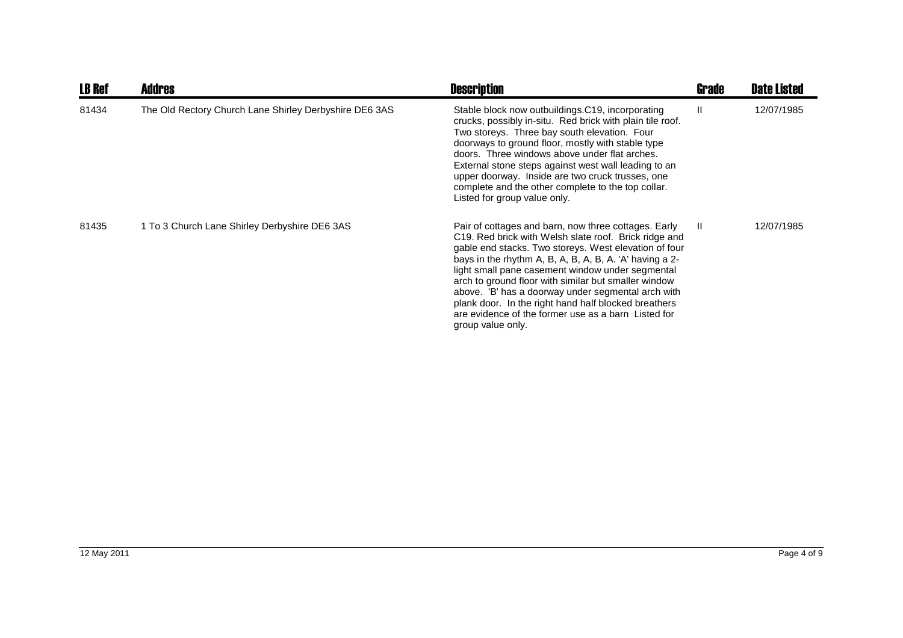| LB Ref | Addres | Description | Grade | Date Listed |
|---|---|---|---|---|
| 81434 | The Old Rectory Church Lane Shirley Derbyshire DE6 3AS | Stable block now outbuildings.C19, incorporating crucks, possibly in-situ. Red brick with plain tile roof. Two storeys. Three bay south elevation. Four doorways to ground floor, mostly with stable type doors. Three windows above under flat arches. External stone steps against west wall leading to an upper doorway. Inside are two cruck trusses, one complete and the other complete to the top collar. Listed for group value only. | II | 12/07/1985 |
| 81435 | 1 To 3 Church Lane Shirley Derbyshire DE6 3AS | Pair of cottages and barn, now three cottages. Early C19. Red brick with Welsh slate roof. Brick ridge and gable end stacks. Two storeys. West elevation of four bays in the rhythm A, B, A, B, A, B, A. 'A' having a 2-light small pane casement window under segmental arch to ground floor with similar but smaller window above. 'B' has a doorway under segmental arch with plank door. In the right hand half blocked breathers are evidence of the former use as a barn Listed for group value only. | II | 12/07/1985 |

12 May 2011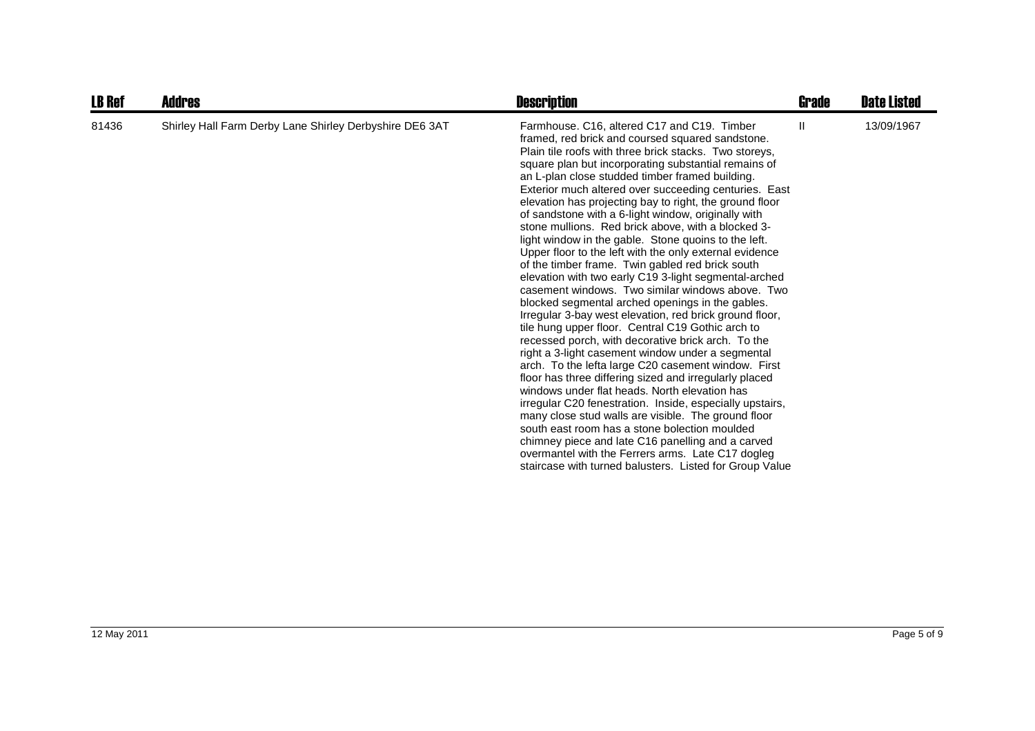| LB Ref | Addres | Description | Grade | Date Listed |
|---|---|---|---|---|
| 81436 | Shirley Hall Farm Derby Lane Shirley Derbyshire DE6 3AT | Farmhouse. C16, altered C17 and C19. Timber framed, red brick and coursed squared sandstone. Plain tile roofs with three brick stacks. Two storeys, square plan but incorporating substantial remains of an L-plan close studded timber framed building. Exterior much altered over succeeding centuries. East elevation has projecting bay to right, the ground floor of sandstone with a 6-light window, originally with stone mullions. Red brick above, with a blocked 3-light window in the gable. Stone quoins to the left. Upper floor to the left with the only external evidence of the timber frame. Twin gabled red brick south elevation with two early C19 3-light segmental-arched casement windows. Two similar windows above. Two blocked segmental arched openings in the gables. Irregular 3-bay west elevation, red brick ground floor, tile hung upper floor. Central C19 Gothic arch to recessed porch, with decorative brick arch. To the right a 3-light casement window under a segmental arch. To the lefta large C20 casement window. First floor has three differing sized and irregularly placed windows under flat heads. North elevation has irregular C20 fenestration. Inside, especially upstairs, many close stud walls are visible. The ground floor south east room has a stone bolection moulded chimney piece and late C16 panelling and a carved overmantel with the Ferrers arms. Late C17 dogleg staircase with turned balusters. Listed for Group Value | II | 13/09/1967 |

12 May 2011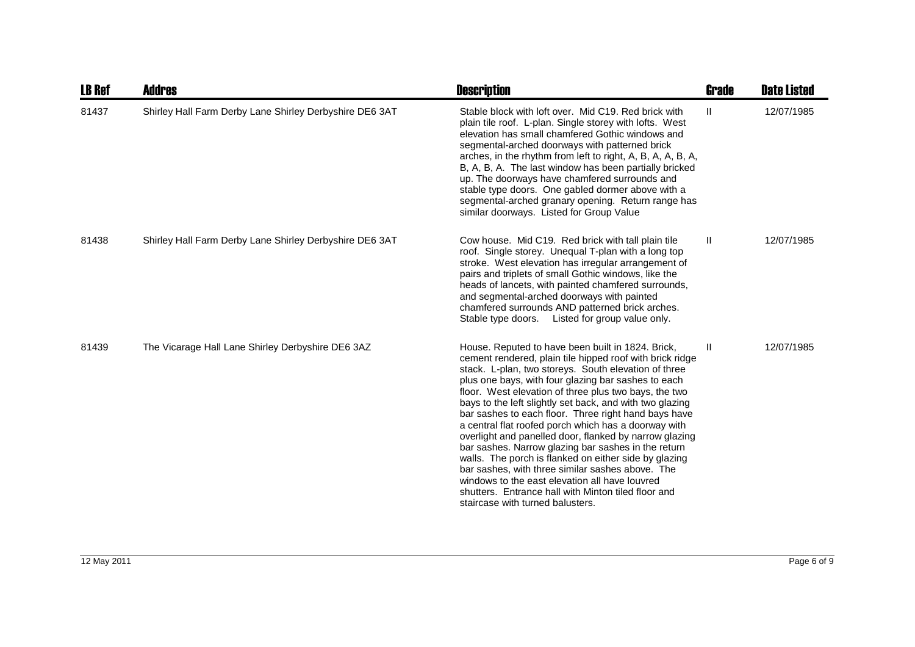| LB Ref | Addres | Description | Grade | Date Listed |
|---|---|---|---|---|
| 81437 | Shirley Hall Farm Derby Lane Shirley Derbyshire DE6 3AT | Stable block with loft over. Mid C19. Red brick with plain tile roof. L-plan. Single storey with lofts. West elevation has small chamfered Gothic windows and segmental-arched doorways with patterned brick arches, in the rhythm from left to right, A, B, A, A, B, A, B, A, B, A. The last window has been partially bricked up. The doorways have chamfered surrounds and stable type doors. One gabled dormer above with a segmental-arched granary opening. Return range has similar doorways. Listed for Group Value | II | 12/07/1985 |
| 81438 | Shirley Hall Farm Derby Lane Shirley Derbyshire DE6 3AT | Cow house. Mid C19. Red brick with tall plain tile roof. Single storey. Unequal T-plan with a long top stroke. West elevation has irregular arrangement of pairs and triplets of small Gothic windows, like the heads of lancets, with painted chamfered surrounds, and segmental-arched doorways with painted chamfered surrounds AND patterned brick arches. Stable type doors. Listed for group value only. | II | 12/07/1985 |
| 81439 | The Vicarage Hall Lane Shirley Derbyshire DE6 3AZ | House. Reputed to have been built in 1824. Brick, cement rendered, plain tile hipped roof with brick ridge stack. L-plan, two storeys. South elevation of three plus one bays, with four glazing bar sashes to each floor. West elevation of three plus two bays, the two bays to the left slightly set back, and with two glazing bar sashes to each floor. Three right hand bays have a central flat roofed porch which has a doorway with overlight and panelled door, flanked by narrow glazing bar sashes. Narrow glazing bar sashes in the return walls. The porch is flanked on either side by glazing bar sashes, with three similar sashes above. The windows to the east elevation all have louvred shutters. Entrance hall with Minton tiled floor and staircase with turned balusters. | II | 12/07/1985 |

12 May 2011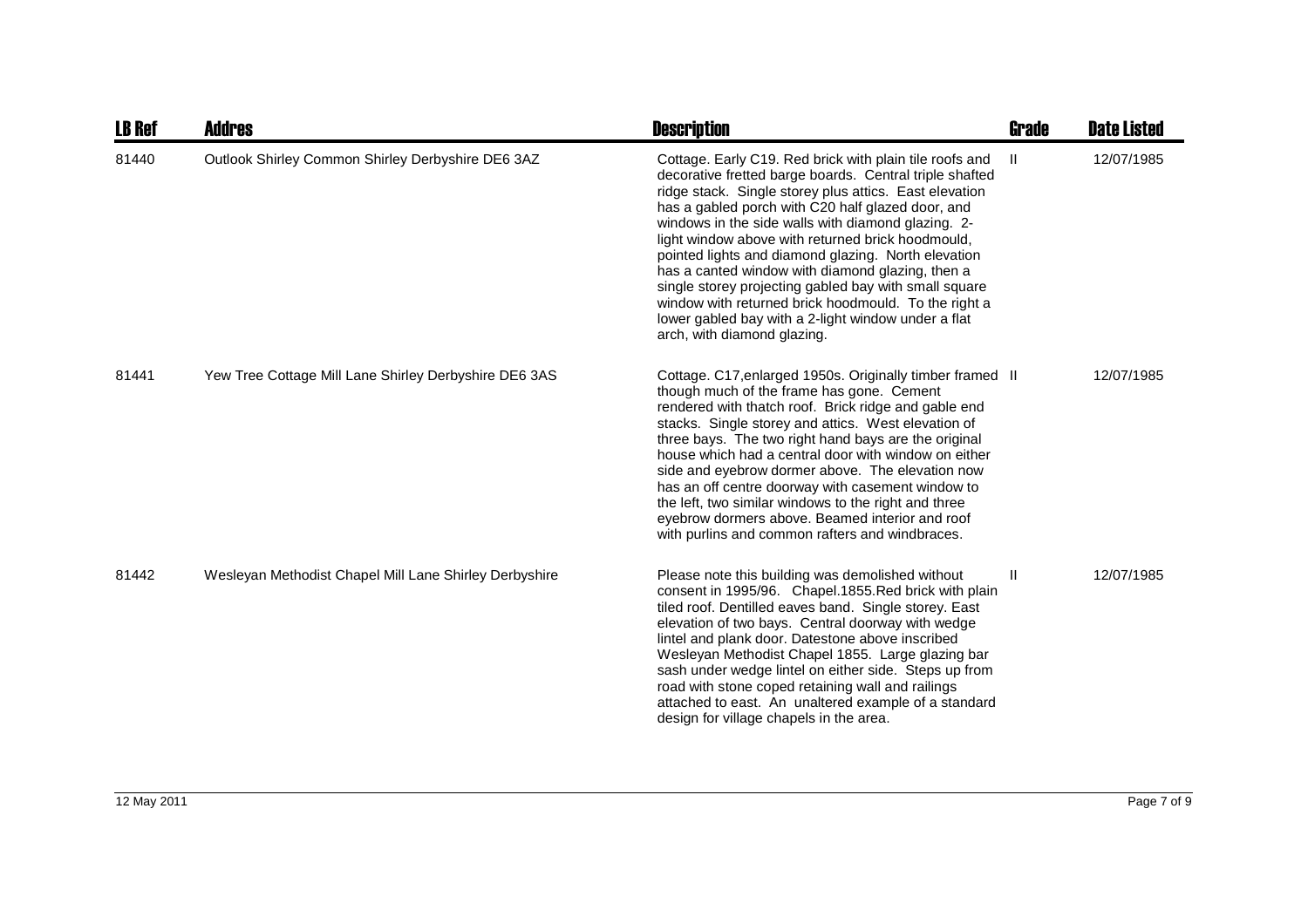| LB Ref | Addres | Description | Grade | Date Listed |
|---|---|---|---|---|
| 81440 | Outlook Shirley Common Shirley Derbyshire DE6 3AZ | Cottage. Early C19. Red brick with plain tile roofs and decorative fretted barge boards. Central triple shafted ridge stack. Single storey plus attics. East elevation has a gabled porch with C20 half glazed door, and windows in the side walls with diamond glazing. 2-light window above with returned brick hoodmould, pointed lights and diamond glazing. North elevation has a canted window with diamond glazing, then a single storey projecting gabled bay with small square window with returned brick hoodmould. To the right a lower gabled bay with a 2-light window under a flat arch, with diamond glazing. | II | 12/07/1985 |
| 81441 | Yew Tree Cottage Mill Lane Shirley Derbyshire DE6 3AS | Cottage. C17,enlarged 1950s. Originally timber framed though much of the frame has gone. Cement rendered with thatch roof. Brick ridge and gable end stacks. Single storey and attics. West elevation of three bays. The two right hand bays are the original house which had a central door with window on either side and eyebrow dormer above. The elevation now has an off centre doorway with casement window to the left, two similar windows to the right and three eyebrow dormers above. Beamed interior and roof with purlins and common rafters and windbraces. | II | 12/07/1985 |
| 81442 | Wesleyan Methodist Chapel Mill Lane Shirley Derbyshire | Please note this building was demolished without consent in 1995/96. Chapel.1855.Red brick with plain tiled roof. Dentilled eaves band. Single storey. East elevation of two bays. Central doorway with wedge lintel and plank door. Datestone above inscribed Wesleyan Methodist Chapel 1855. Large glazing bar sash under wedge lintel on either side. Steps up from road with stone coped retaining wall and railings attached to east. An unaltered example of a standard design for village chapels in the area. | II | 12/07/1985 |

12 May 2011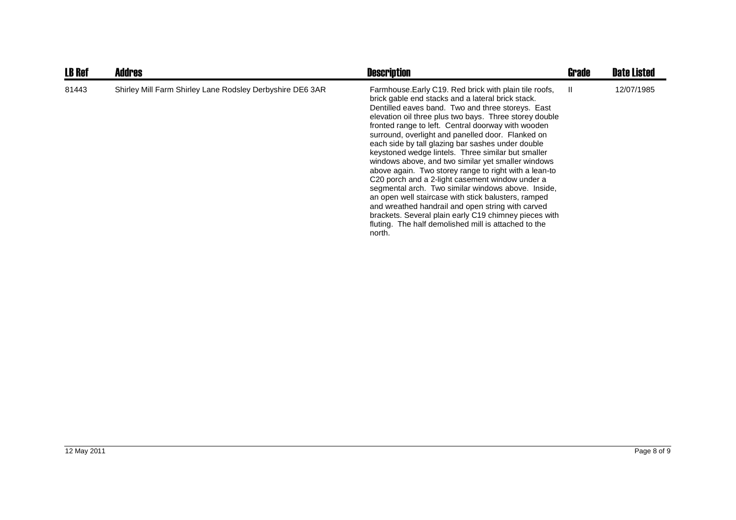| LB Ref | Addres | Description | Grade | Date Listed |
|---|---|---|---|---|
| 81443 | Shirley Mill Farm Shirley Lane Rodsley Derbyshire DE6 3AR | Farmhouse.Early C19. Red brick with plain tile roofs, brick gable end stacks and a lateral brick stack. Dentilled eaves band. Two and three storeys. East elevation oil three plus two bays. Three storey double fronted range to left. Central doorway with wooden surround, overlight and panelled door. Flanked on each side by tall glazing bar sashes under double keystoned wedge lintels. Three similar but smaller windows above, and two similar yet smaller windows above again. Two storey range to right with a lean-to C20 porch and a 2-light casement window under a segmental arch. Two similar windows above. Inside, an open well staircase with stick balusters, ramped and wreathed handrail and open string with carved brackets. Several plain early C19 chimney pieces with fluting. The half demolished mill is attached to the north. | II | 12/07/1985 |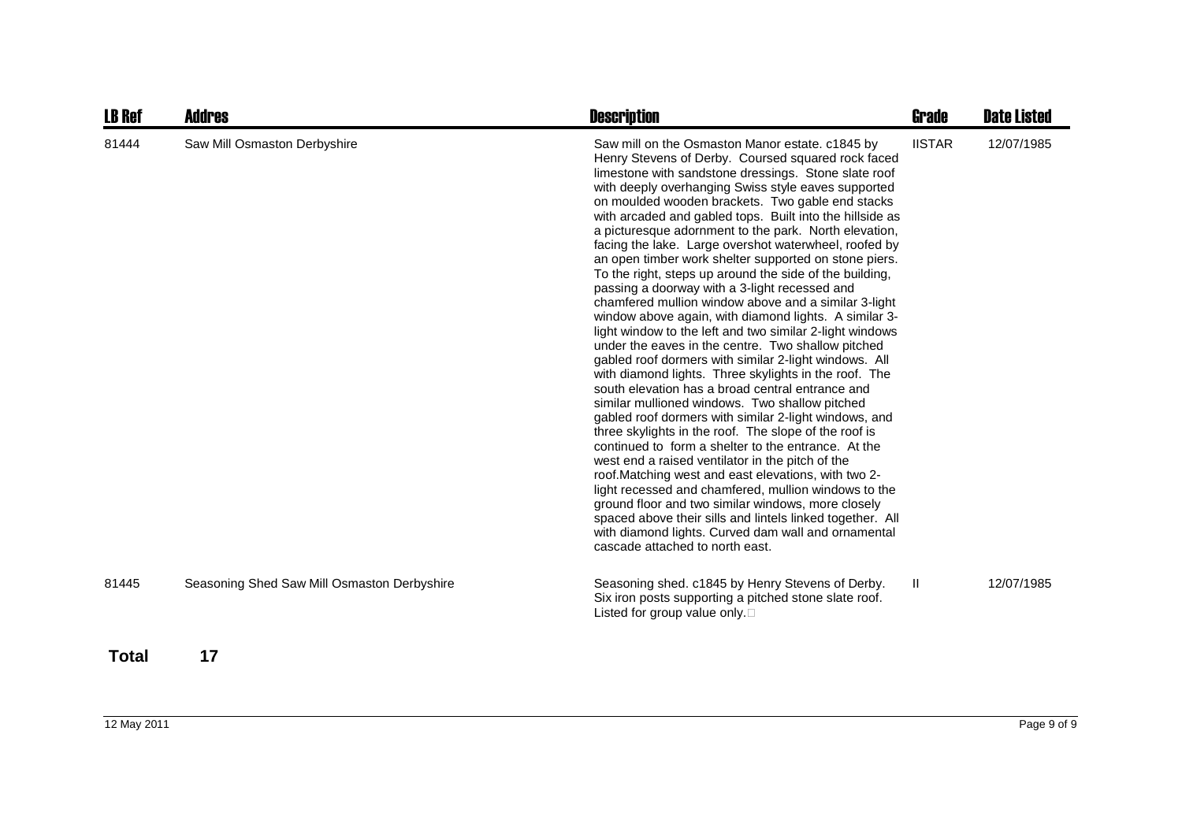| LB Ref | Addres | Description | Grade | Date Listed |
|---|---|---|---|---|
| 81444 | Saw Mill Osmaston Derbyshire | Saw mill on the Osmaston Manor estate. c1845 by Henry Stevens of Derby. Coursed squared rock faced limestone with sandstone dressings. Stone slate roof with deeply overhanging Swiss style eaves supported on moulded wooden brackets. Two gable end stacks with arcaded and gabled tops. Built into the hillside as a picturesque adornment to the park. North elevation, facing the lake. Large overshot waterwheel, roofed by an open timber work shelter supported on stone piers. To the right, steps up around the side of the building, passing a doorway with a 3-light recessed and chamfered mullion window above and a similar 3-light window above again, with diamond lights. A similar 3-light window to the left and two similar 2-light windows under the eaves in the centre. Two shallow pitched gabled roof dormers with similar 2-light windows. All with diamond lights. Three skylights in the roof. The south elevation has a broad central entrance and similar mullioned windows. Two shallow pitched gabled roof dormers with similar 2-light windows, and three skylights in the roof. The slope of the roof is continued to form a shelter to the entrance. At the west end a raised ventilator in the pitch of the roof.Matching west and east elevations, with two 2-light recessed and chamfered, mullion windows to the ground floor and two similar windows, more closely spaced above their sills and lintels linked together. All with diamond lights. Curved dam wall and ornamental cascade attached to north east. | IISTAR | 12/07/1985 |
| 81445 | Seasoning Shed Saw Mill Osmaston Derbyshire | Seasoning shed. c1845 by Henry Stevens of Derby. Six iron posts supporting a pitched stone slate roof. Listed for group value only. | II | 12/07/1985 |

**Total 17**